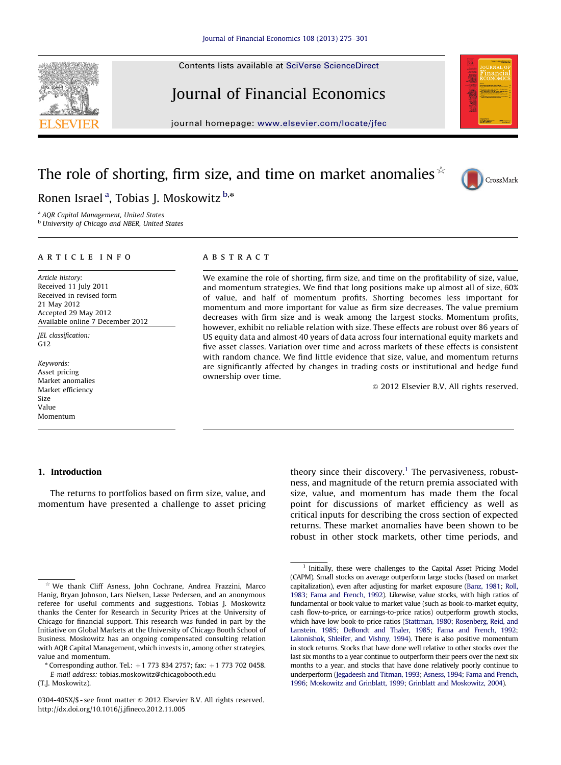Contents lists available at SciVerse ScienceDirect

# Journal of Financial Economics

journal homepage: www.elsevier.com/locate/jfec

# The role of shorting, firm size, and time on market anomalies [☆]

Ronen Israel [a], Tobias J. Moskowitz [b,*]

[a] AQR Capital Management, United States
[b] University of Chicago and NBER, United States

## ARTICLE INFO

*Article history:*
Received 11 July 2011
Received in revised form
21 May 2012
Accepted 29 May 2012
Available online 7 December 2012

*JEL classification:*
G12

*Keywords:*
Asset pricing
Market anomalies
Market efficiency
Size
Value
Momentum

## ABSTRACT

We examine the role of shorting, firm size, and time on the profitability of size, value, and momentum strategies. We find that long positions make up almost all of size, 60% of value, and half of momentum profits. Shorting becomes less important for momentum and more important for value as firm size decreases. The value premium decreases with firm size and is weak among the largest stocks. Momentum profits, however, exhibit no reliable relation with size. These effects are robust over 86 years of US equity data and almost 40 years of data across four international equity markets and five asset classes. Variation over time and across markets of these effects is consistent with random chance. We find little evidence that size, value, and momentum returns are significantly affected by changes in trading costs or institutional and hedge fund ownership over time.

© 2012 Elsevier B.V. All rights reserved.

## 1. Introduction

The returns to portfolios based on firm size, value, and momentum have presented a challenge to asset pricing theory since their discovery.[1] The pervasiveness, robustness, and magnitude of the return premia associated with size, value, and momentum has made them the focal point for discussions of market efficiency as well as critical inputs for describing the cross section of expected returns. These market anomalies have been shown to be robust in other stock markets, other time periods, and

---

[☆] We thank Cliff Asness, John Cochrane, Andrea Frazzini, Marco Hanig, Bryan Johnson, Lars Nielsen, Lasse Pedersen, and an anonymous referee for useful comments and suggestions. Tobias J. Moskowitz thanks the Center for Research in Security Prices at the University of Chicago for financial support. This research was funded in part by the Initiative on Global Markets at the University of Chicago Booth School of Business. Moskowitz has an ongoing compensated consulting relation with AQR Capital Management, which invests in, among other strategies, value and momentum.

* Corresponding author. Tel.: +1 773 834 2757; fax: +1 773 702 0458.
*E-mail address:* tobias.moskowitz@chicagobooth.edu (T.J. Moskowitz).

[1] Initially, these were challenges to the Capital Asset Pricing Model (CAPM). Small stocks on average outperform large stocks (based on market capitalization), even after adjusting for market exposure (Banz, 1981; Roll, 1983; Fama and French, 1992). Likewise, value stocks, with high ratios of fundamental or book value to market value (such as book-to-market equity, cash flow-to-price, or earnings-to-price ratios) outperform growth stocks, which have low book-to-price ratios (Stattman, 1980; Rosenberg, Reid, and Lanstein, 1985; DeBondt and Thaler, 1985; Fama and French, 1992; Lakonishok, Shleifer, and Vishny, 1994). There is also positive momentum in stock returns. Stocks that have done well relative to other stocks over the last six months to a year continue to outperform their peers over the next six months to a year, and stocks that have done relatively poorly continue to underperform (Jegadeesh and Titman, 1993; Asness, 1994; Fama and French, 1996; Moskowitz and Grinblatt, 1999; Grinblatt and Moskowitz, 2004).

0304-405X/$ - see front matter © 2012 Elsevier B.V. All rights reserved.
http://dx.doi.org/10.1016/j.jfineco.2012.11.005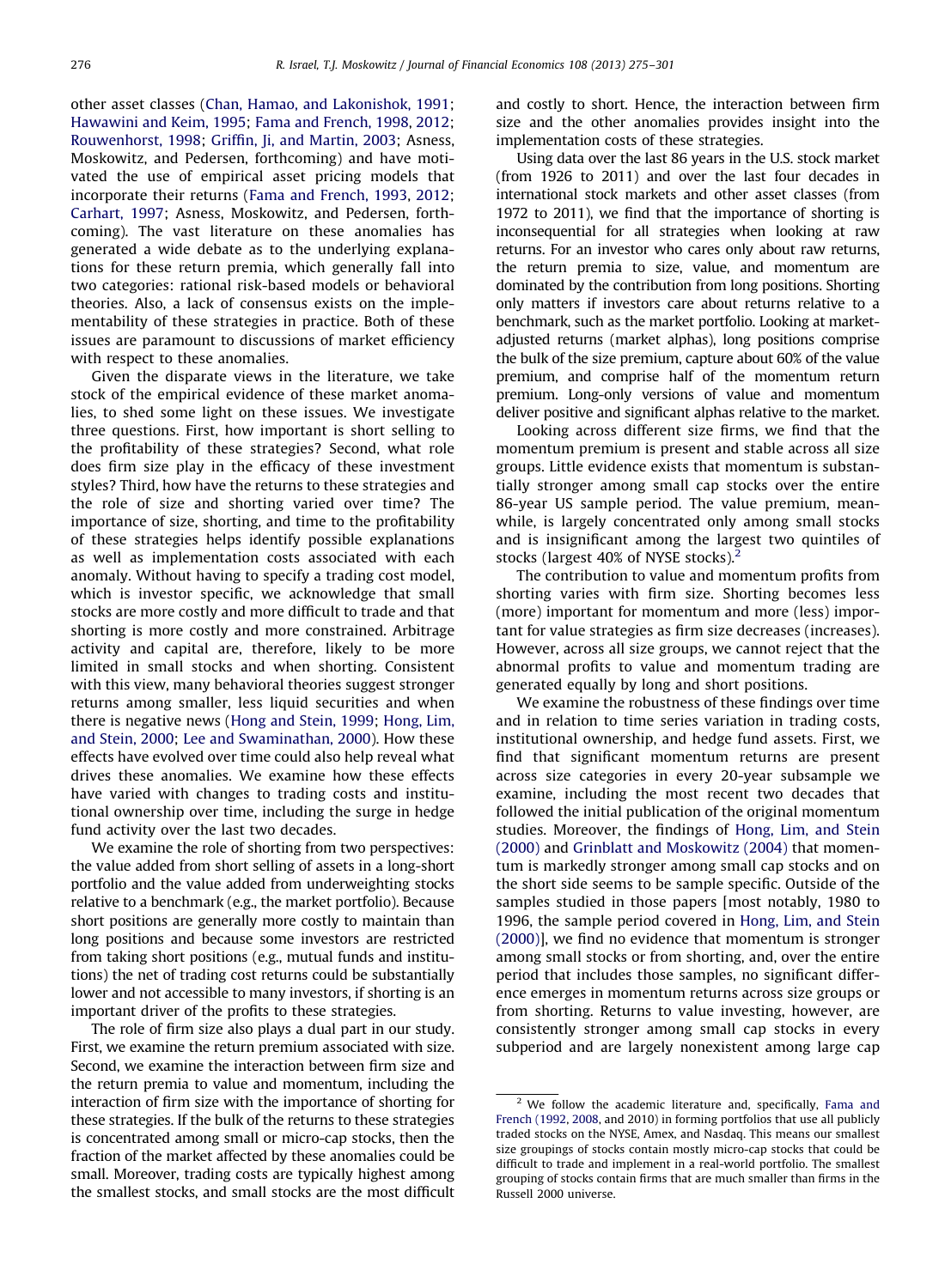other asset classes (Chan, Hamao, and Lakonishok, 1991; Hawawini and Keim, 1995; Fama and French, 1998, 2012; Rouwenhorst, 1998; Griffin, Ji, and Martin, 2003; Asness, Moskowitz, and Pedersen, forthcoming) and have motivated the use of empirical asset pricing models that incorporate their returns (Fama and French, 1993, 2012; Carhart, 1997; Asness, Moskowitz, and Pedersen, forthcoming). The vast literature on these anomalies has generated a wide debate as to the underlying explanations for these return premia, which generally fall into two categories: rational risk-based models or behavioral theories. Also, a lack of consensus exists on the implementability of these strategies in practice. Both of these issues are paramount to discussions of market efficiency with respect to these anomalies.

Given the disparate views in the literature, we take stock of the empirical evidence of these market anomalies, to shed some light on these issues. We investigate three questions. First, how important is short selling to the profitability of these strategies? Second, what role does firm size play in the efficacy of these investment styles? Third, how have the returns to these strategies and the role of size and shorting varied over time? The importance of size, shorting, and time to the profitability of these strategies helps identify possible explanations as well as implementation costs associated with each anomaly. Without having to specify a trading cost model, which is investor specific, we acknowledge that small stocks are more costly and more difficult to trade and that shorting is more costly and more constrained. Arbitrage activity and capital are, therefore, likely to be more limited in small stocks and when shorting. Consistent with this view, many behavioral theories suggest stronger returns among smaller, less liquid securities and when there is negative news (Hong and Stein, 1999; Hong, Lim, and Stein, 2000; Lee and Swaminathan, 2000). How these effects have evolved over time could also help reveal what drives these anomalies. We examine how these effects have varied with changes to trading costs and institutional ownership over time, including the surge in hedge fund activity over the last two decades.

We examine the role of shorting from two perspectives: the value added from short selling of assets in a long-short portfolio and the value added from underweighting stocks relative to a benchmark (e.g., the market portfolio). Because short positions are generally more costly to maintain than long positions and because some investors are restricted from taking short positions (e.g., mutual funds and institutions) the net of trading cost returns could be substantially lower and not accessible to many investors, if shorting is an important driver of the profits to these strategies.

The role of firm size also plays a dual part in our study. First, we examine the return premium associated with size. Second, we examine the interaction between firm size and the return premia to value and momentum, including the interaction of firm size with the importance of shorting for these strategies. If the bulk of the returns to these strategies is concentrated among small or micro-cap stocks, then the fraction of the market affected by these anomalies could be small. Moreover, trading costs are typically highest among the smallest stocks, and small stocks are the most difficult and costly to short. Hence, the interaction between firm size and the other anomalies provides insight into the implementation costs of these strategies.

Using data over the last 86 years in the U.S. stock market (from 1926 to 2011) and over the last four decades in international stock markets and other asset classes (from 1972 to 2011), we find that the importance of shorting is inconsequential for all strategies when looking at raw returns. For an investor who cares only about raw returns, the return premia to size, value, and momentum are dominated by the contribution from long positions. Shorting only matters if investors care about returns relative to a benchmark, such as the market portfolio. Looking at market-adjusted returns (market alphas), long positions comprise the bulk of the size premium, capture about 60% of the value premium, and comprise half of the momentum return premium. Long-only versions of value and momentum deliver positive and significant alphas relative to the market.

Looking across different size firms, we find that the momentum premium is present and stable across all size groups. Little evidence exists that momentum is substantially stronger among small cap stocks over the entire 86-year US sample period. The value premium, meanwhile, is largely concentrated only among small stocks and is insignificant among the largest two quintiles of stocks (largest 40% of NYSE stocks).[2]

The contribution to value and momentum profits from shorting varies with firm size. Shorting becomes less (more) important for momentum and more (less) important for value strategies as firm size decreases (increases). However, across all size groups, we cannot reject that the abnormal profits to value and momentum trading are generated equally by long and short positions.

We examine the robustness of these findings over time and in relation to time series variation in trading costs, institutional ownership, and hedge fund assets. First, we find that significant momentum returns are present across size categories in every 20-year subsample we examine, including the most recent two decades that followed the initial publication of the original momentum studies. Moreover, the findings of Hong, Lim, and Stein (2000) and Grinblatt and Moskowitz (2004) that momentum is markedly stronger among small cap stocks and on the short side seems to be sample specific. Outside of the samples studied in those papers [most notably, 1980 to 1996, the sample period covered in Hong, Lim, and Stein (2000)], we find no evidence that momentum is stronger among small stocks or from shorting, and, over the entire period that includes those samples, no significant difference emerges in momentum returns across size groups or from shorting. Returns to value investing, however, are consistently stronger among small cap stocks in every subperiod and are largely nonexistent among large cap

[2] We follow the academic literature and, specifically, Fama and French (1992, 2008, and 2010) in forming portfolios that use all publicly traded stocks on the NYSE, Amex, and Nasdaq. This means our smallest size groupings of stocks contain mostly micro-cap stocks that could be difficult to trade and implement in a real-world portfolio. The smallest grouping of stocks contain firms that are much smaller than firms in the Russell 2000 universe.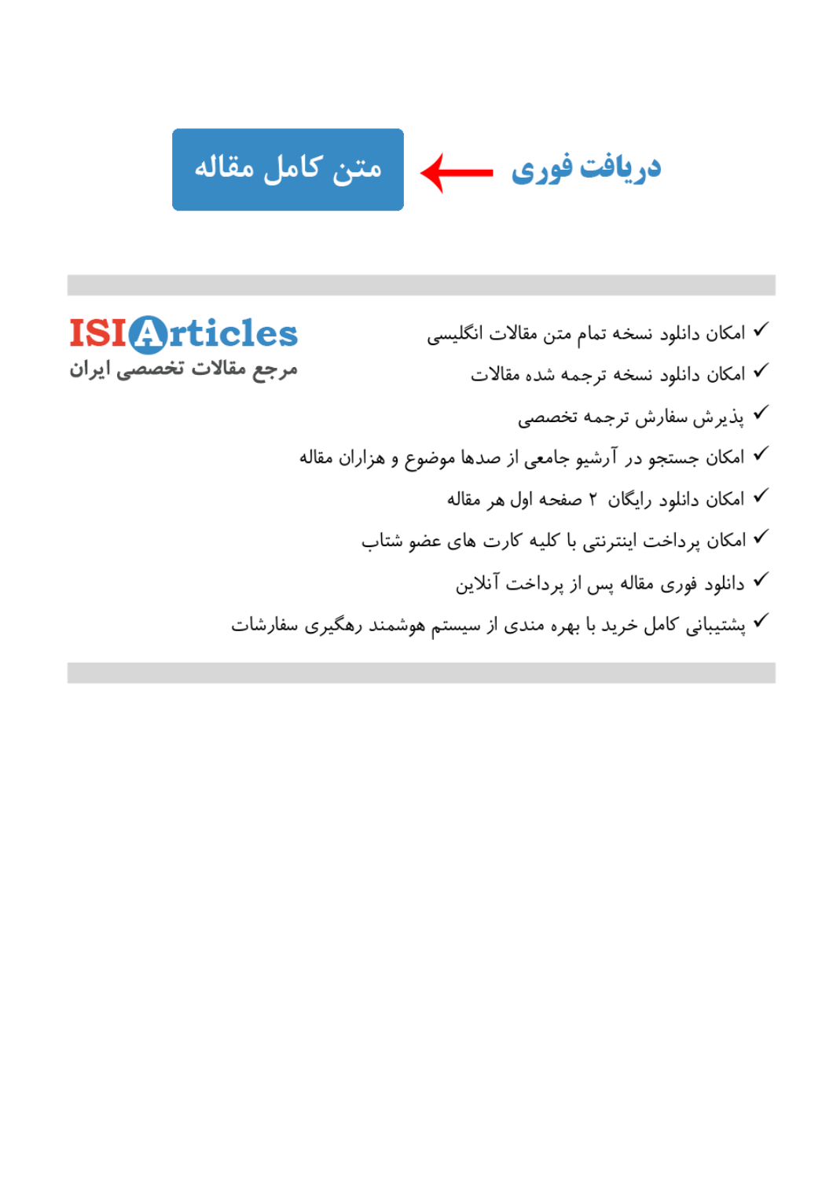دریافت فوری ← **متن کامل مقاله**

**ISIArticles**
مرجع مقالات تخصصی ایران

- ✓ امکان دانلود نسخه تمام متن مقالات انگلیسی
- ✓ امکان دانلود نسخه ترجمه شده مقالات
- ✓ پذیرش سفارش ترجمه تخصصی
- ✓ امکان جستجو در آرشیو جامعی از صدها موضوع و هزاران مقاله
- ✓ امکان دانلود رایگان ۲ صفحه اول هر مقاله
- ✓ امکان پرداخت اینترنتی با کلیه کارت های عضو شتاب
- ✓ دانلود فوری مقاله پس از پرداخت آنلاین
- ✓ پشتیبانی کامل خرید با بهره مندی از سیستم هوشمند رهگیری سفارشات